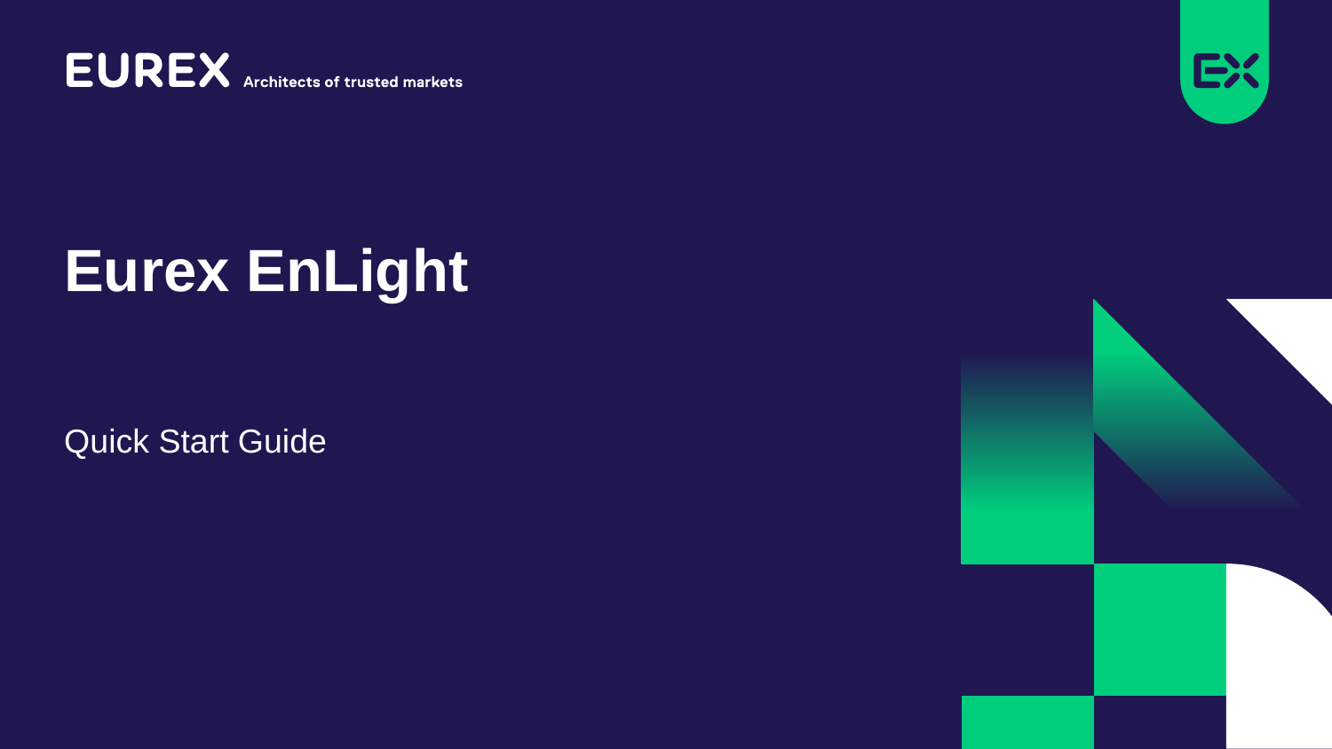EUREX Architects of trusted markets

# Eurex EnLight

Quick Start Guide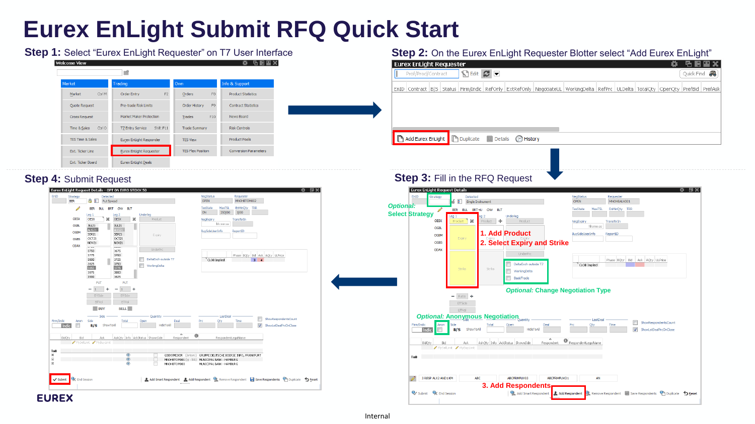# Eurex EnLight Submit RFQ Quick Start

**Step 1:** Select "Eurex EnLight Requester" on T7 User Interface

**Step 2:** On the Eurex EnLight Requester Blotter select "Add Eurex EnLight"

**Step 3:** Fill in the RFQ Request

*Optional:* Select Strategy

1. Add Product
2. Select Expiry and Strike

*Optional:* Change Negotiation Type

*Optional:* Anonymous Negotiation

3. Add Respondents

**Step 4:** Submit Request

EUREX

Internal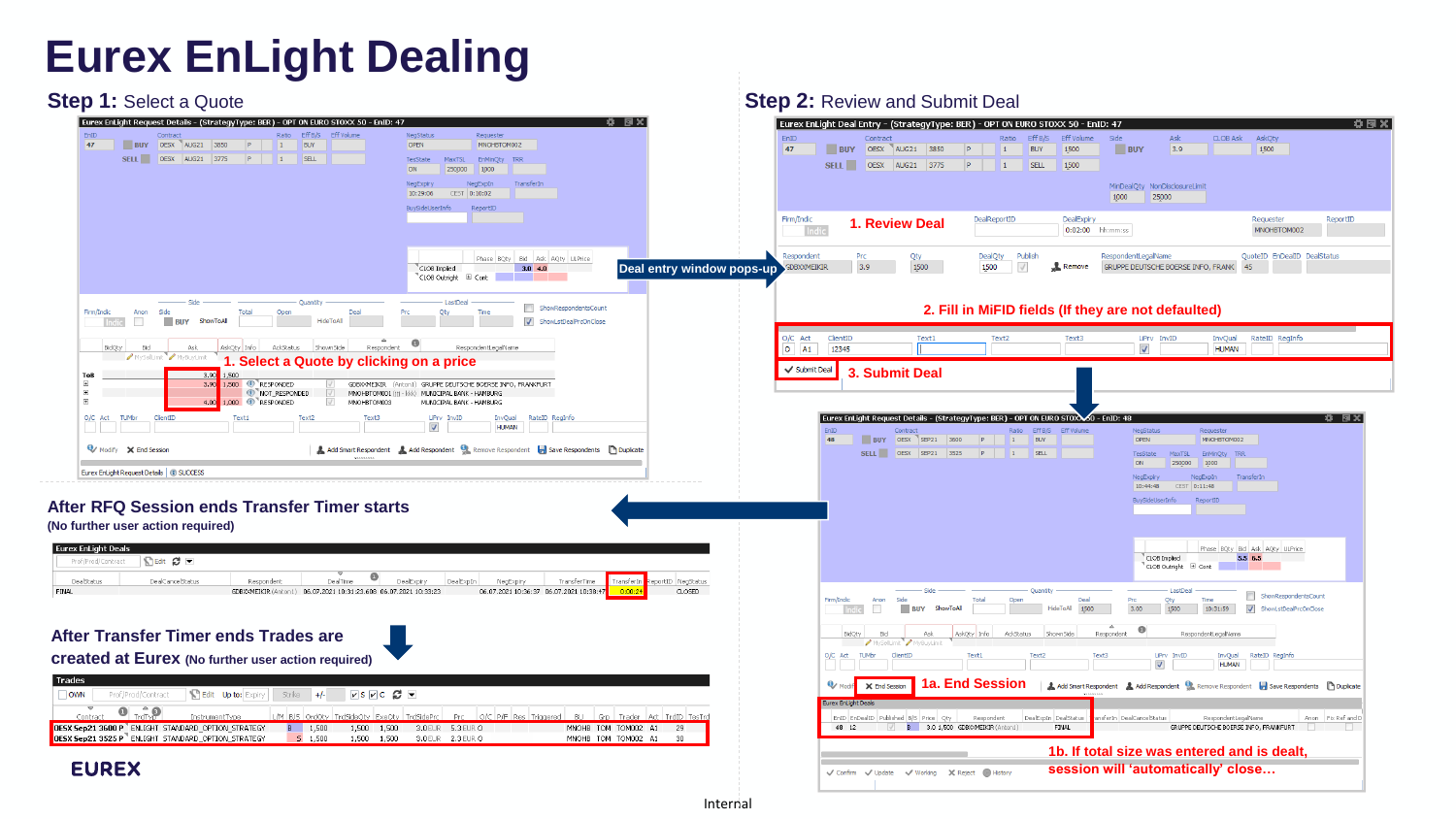# Eurex EnLight Dealing

## Step 1: Select a Quote

Eurex EnLight Request Details - (StrategyType: BER) - OPT ON EURO STOXX 50 - EnID: 47

1. Select a Quote by clicking on a price

Deal entry window pops-up

## Step 2: Review and Submit Deal

Eurex EnLight Deal Entry - (StrategyType: BER) - OPT ON EURO STOXX 50 - EnID: 47

1. Review Deal

2. Fill in MiFID fields (If they are not defaulted)

3. Submit Deal

Eurex EnLight Request Details - (StrategyType: BER) - OPT ON EURO STOXX 50 - EnID: 48

1a. End Session

1b. If total size was entered and is dealt, session will 'automatically' close…

## After RFQ Session ends Transfer Timer starts

**(No further user action required)**

## After Transfer Timer ends Trades are created at Eurex (No further user action required)

| Contract | TrdTyp | InstrumentType | B/S | OrdQty | TrdSlideQty | ExeQty | TrdSlidePrc | Prc | Trader |
|---|---|---|---|---|---|---|---|---|---|
| OESX Sep21 3600 P | ENLIGHT | STANDARD_OPTION_STRATEGY | B | 1,500 | 1,500 | 1,500 | 3.0EUR | 5.3EUR | TOM002 |
| OESX Sep21 3525 P | ENLIGHT | STANDARD_OPTION_STRATEGY | S | 1,500 | 1,500 | 1,500 | 3.0EUR | 2.3EUR | TOM002 |

EUREX

Internal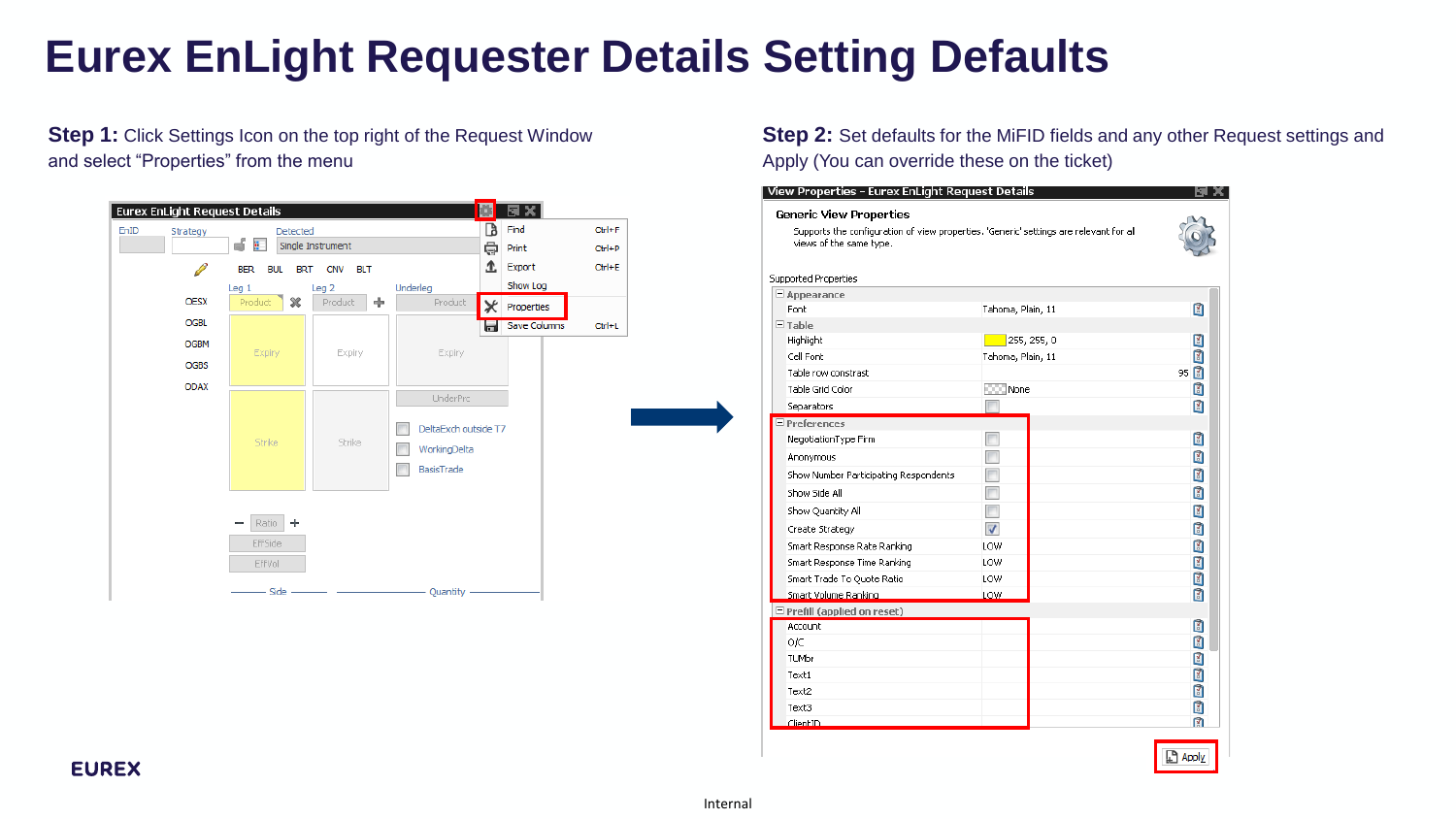# Eurex EnLight Requester Details Setting Defaults

**Step 1:** Click Settings Icon on the top right of the Request Window and select “Properties” from the menu

**Step 2:** Set defaults for the MiFID fields and any other Request settings and Apply (You can override these on the ticket)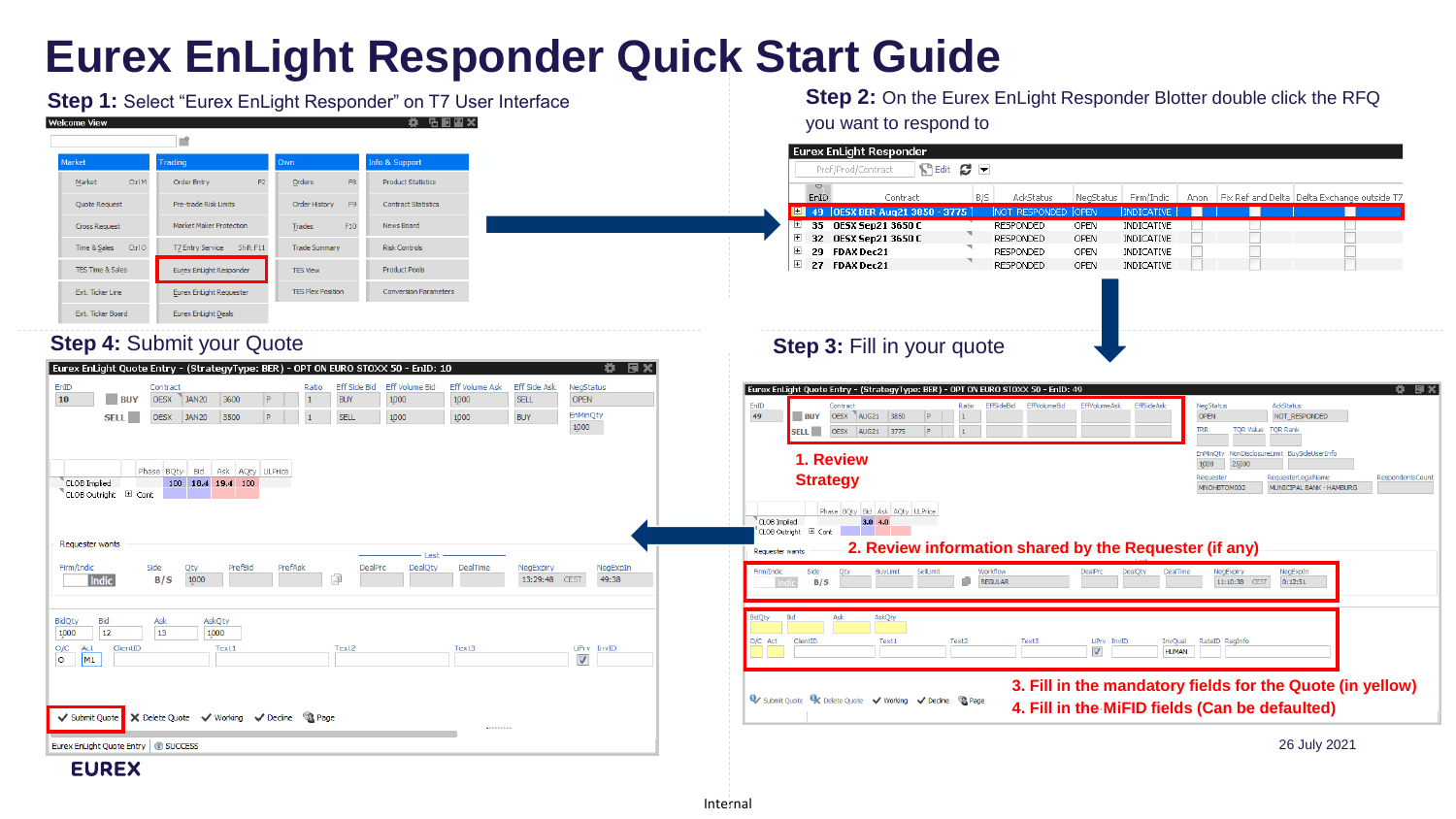# Eurex EnLight Responder Quick Start Guide

## Step 1: Select "Eurex EnLight Responder" on T7 User Interface

## Step 2: On the Eurex EnLight Responder Blotter double click the RFQ you want to respond to

## Step 3: Fill in your quote

1. Review Strategy
2. Review information shared by the Requester (if any)
3. Fill in the mandatory fields for the Quote (in yellow)
4. Fill in the MiFID fields (Can be defaulted)

## Step 4: Submit your Quote

26 July 2021

EUREX

Internal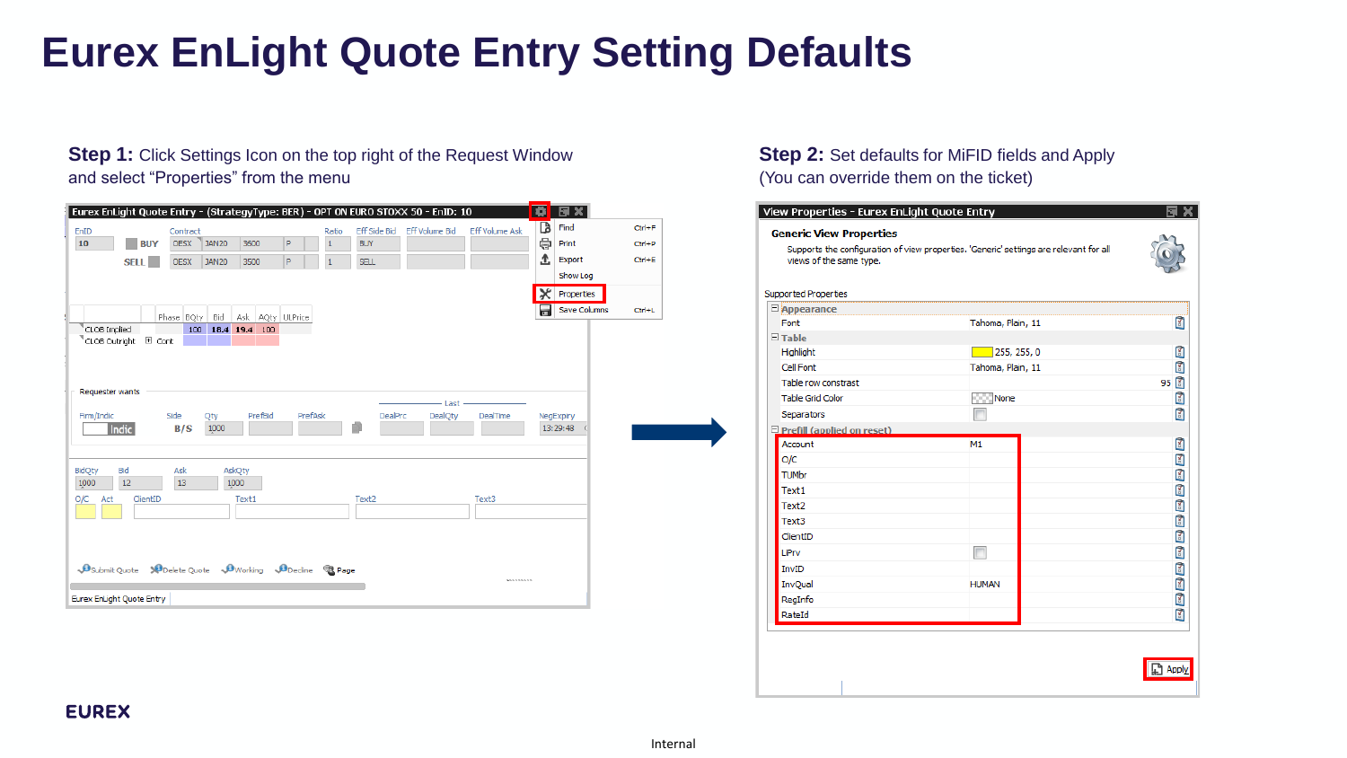# Eurex EnLight Quote Entry Setting Defaults

**Step 1:** Click Settings Icon on the top right of the Request Window and select "Properties" from the menu

**Step 2:** Set defaults for MiFID fields and Apply (You can override them on the ticket)